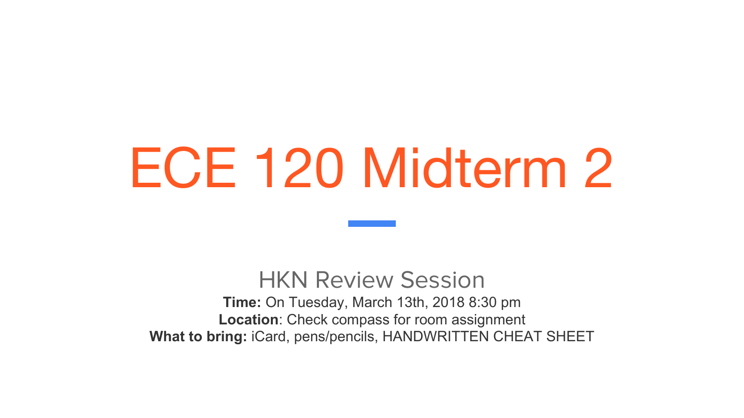# ECE 120 Midterm 2

## HKN Review Session

**Time:** On Tuesday, March 13th, 2018 8:30 pm
**Location**: Check compass for room assignment
**What to bring:** iCard, pens/pencils, HANDWRITTEN CHEAT SHEET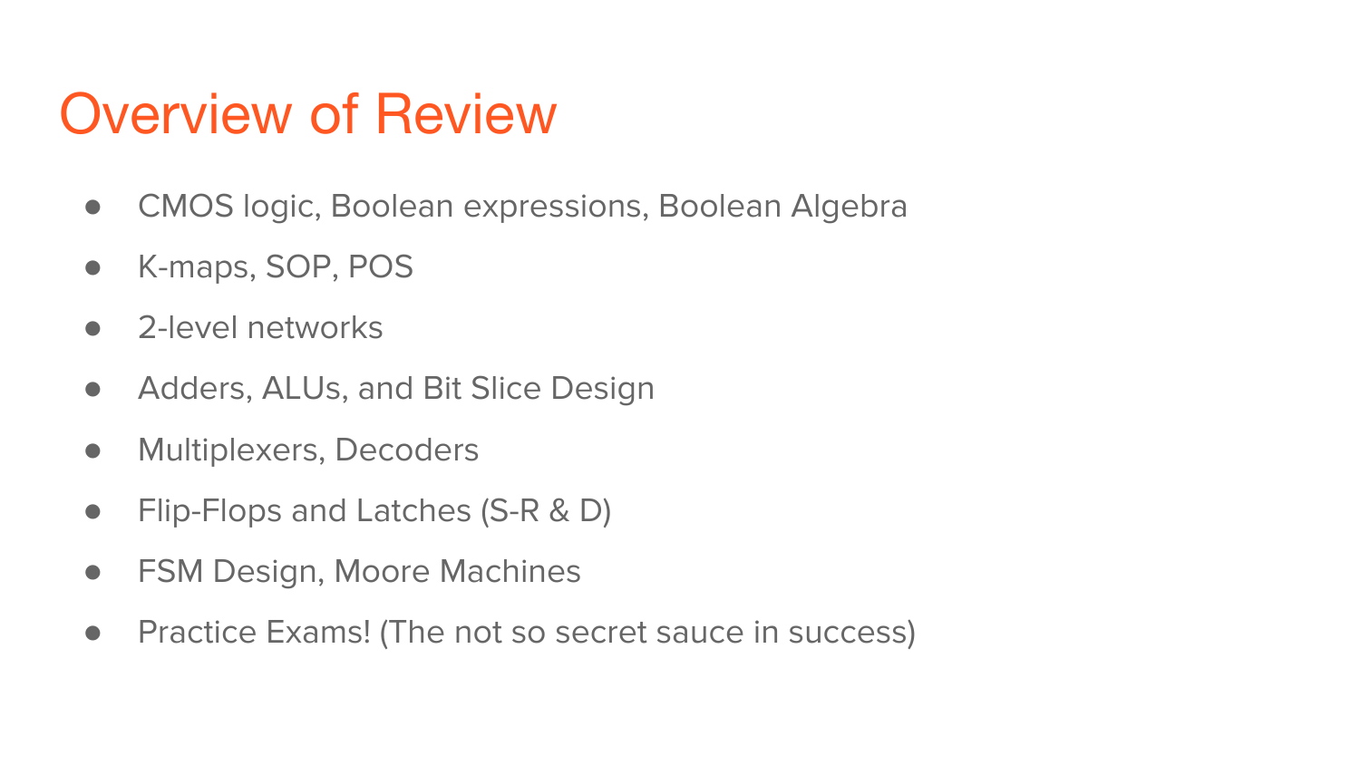# Overview of Review

- CMOS logic, Boolean expressions, Boolean Algebra
- K-maps, SOP, POS
- 2-level networks
- Adders, ALUs, and Bit Slice Design
- Multiplexers, Decoders
- Flip-Flops and Latches (S-R & D)
- FSM Design, Moore Machines
- Practice Exams! (The not so secret sauce in success)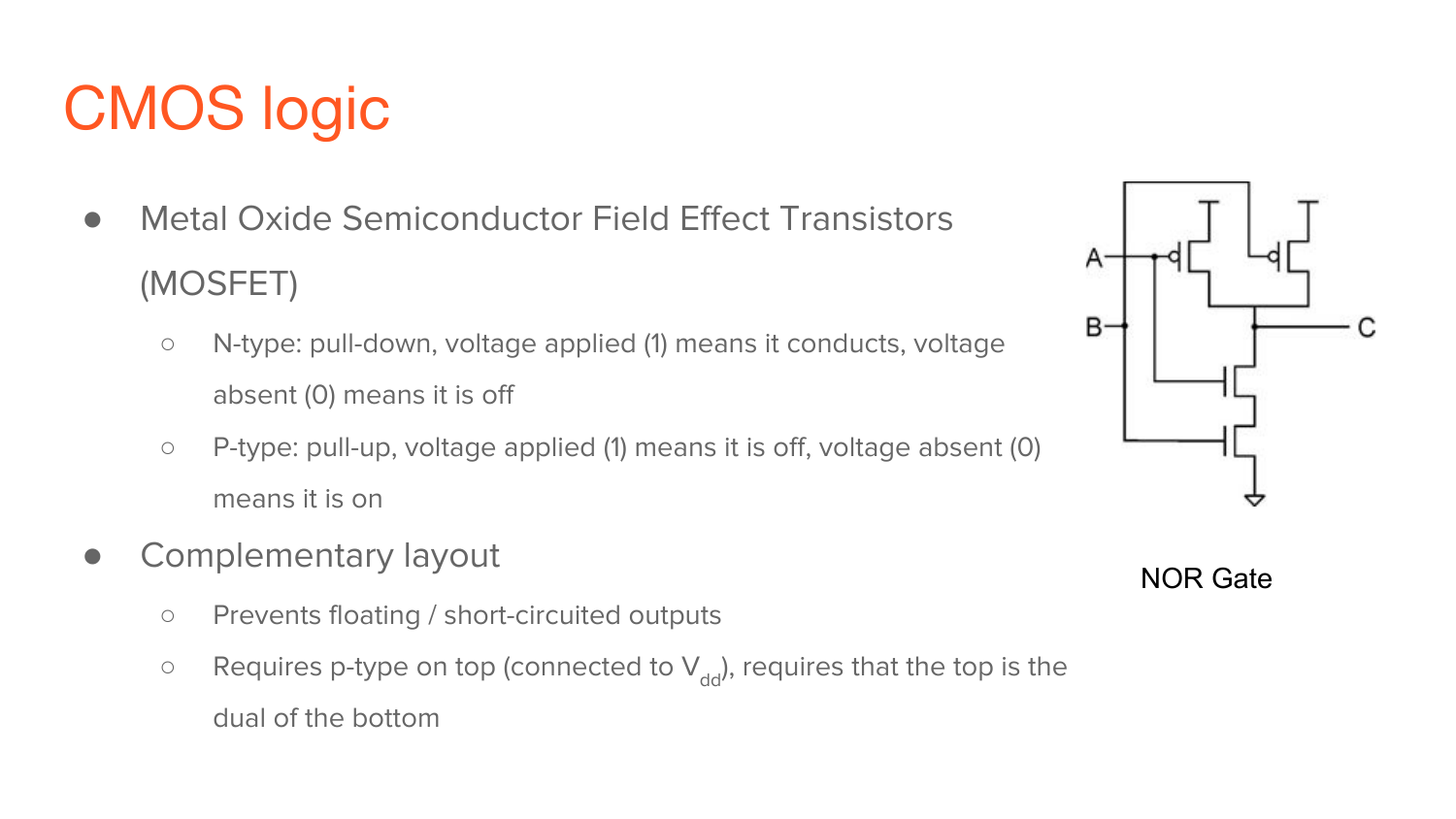# CMOS logic

- Metal Oxide Semiconductor Field Effect Transistors (MOSFET)
  - N-type: pull-down, voltage applied (1) means it conducts, voltage absent (0) means it is off
  - P-type: pull-up, voltage applied (1) means it is off, voltage absent (0) means it is on
- Complementary layout
  - Prevents floating / short-circuited outputs
  - Requires p-type on top (connected to $V_{dd}$), requires that the top is the dual of the bottom

NOR Gate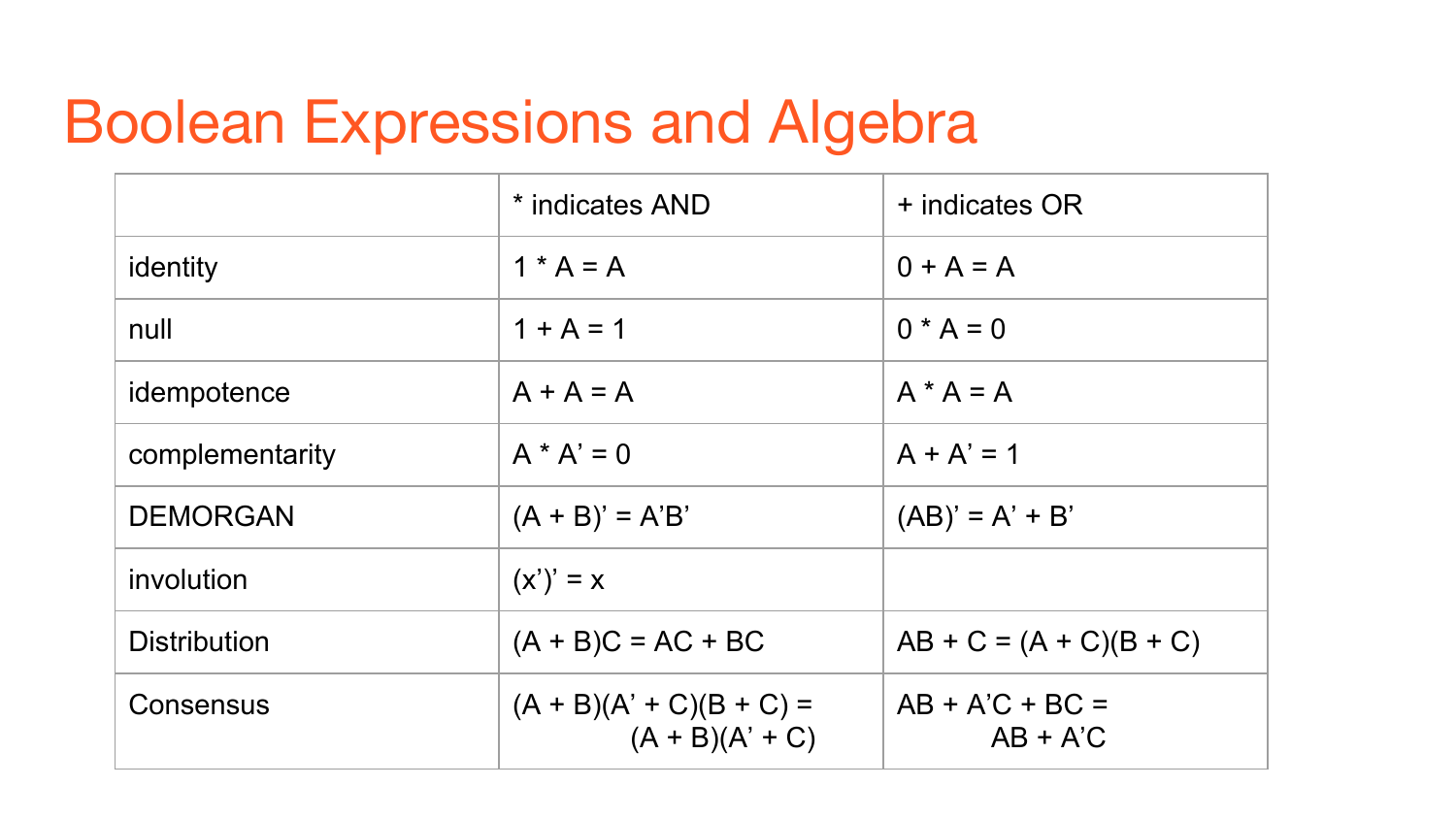# Boolean Expressions and Algebra

| | * indicates AND | + indicates OR |
|---|---|---|
| identity | $1 * A = A$ | $0 + A = A$ |
| null | $1 + A = 1$ | $0 * A = 0$ |
| idempotence | $A + A = A$ | $A * A = A$ |
| complementarity | $A * A' = 0$ | $A + A' = 1$ |
| DEMORGAN | $(A + B)' = A'B'$ | $(AB)' = A' + B'$ |
| involution | $(x')' = x$ | |
| Distribution | $(A + B)C = AC + BC$ | $AB + C = (A + C)(B + C)$ |
| Consensus | $(A + B)(A' + C)(B + C) = (A + B)(A' + C)$ | $AB + A'C + BC = AB + A'C$ |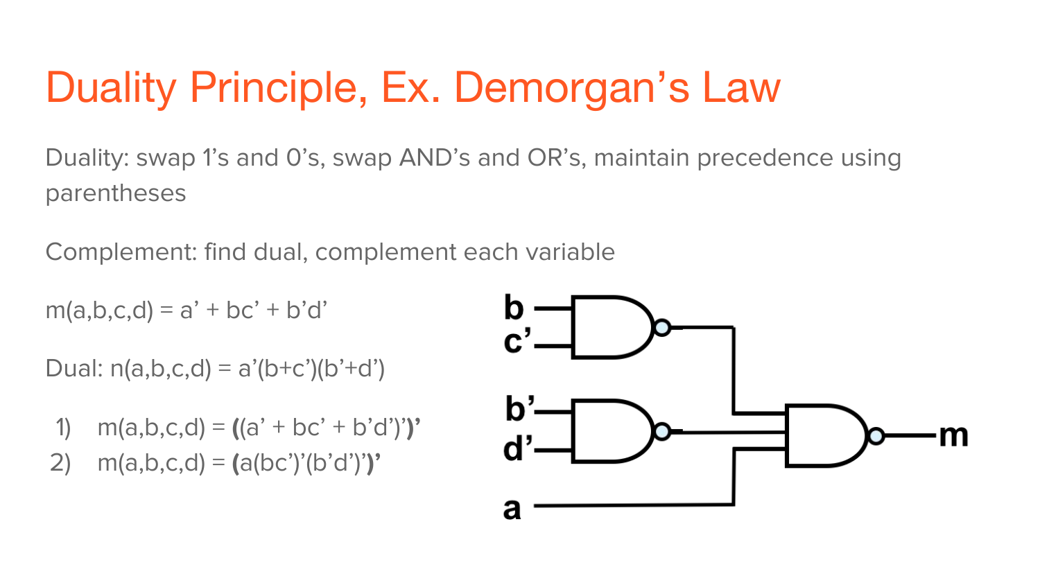# Duality Principle, Ex. Demorgan's Law

Duality: swap 1's and 0's, swap AND's and OR's, maintain precedence using parentheses

Complement: find dual, complement each variable

$m(a,b,c,d) = a' + bc' + b'd'$

Dual: $n(a,b,c,d) = a'(b+c')(b'+d')$

1) $m(a,b,c,d) = \mathbf{(}(a' + bc' + b'd')'\mathbf{)'}$
2) $m(a,b,c,d) = \mathbf{(}a(bc')'(b'd')'\mathbf{)'}$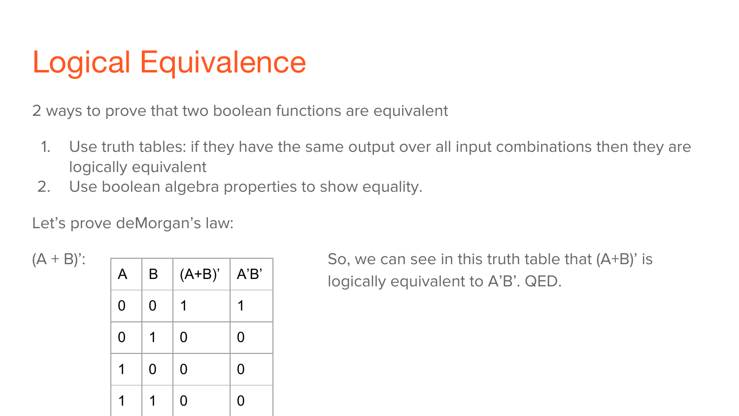# Logical Equivalence

2 ways to prove that two boolean functions are equivalent

1. Use truth tables: if they have the same output over all input combinations then they are logically equivalent
2. Use boolean algebra properties to show equality.

Let's prove deMorgan's law:

$(A + B)'$:

| A | B | (A+B)' | A'B' |
|---|---|---|---|
| 0 | 0 | 1 | 1 |
| 0 | 1 | 0 | 0 |
| 1 | 0 | 0 | 0 |
| 1 | 1 | 0 | 0 |

So, we can see in this truth table that $(A+B)'$ is logically equivalent to $A'B'$. QED.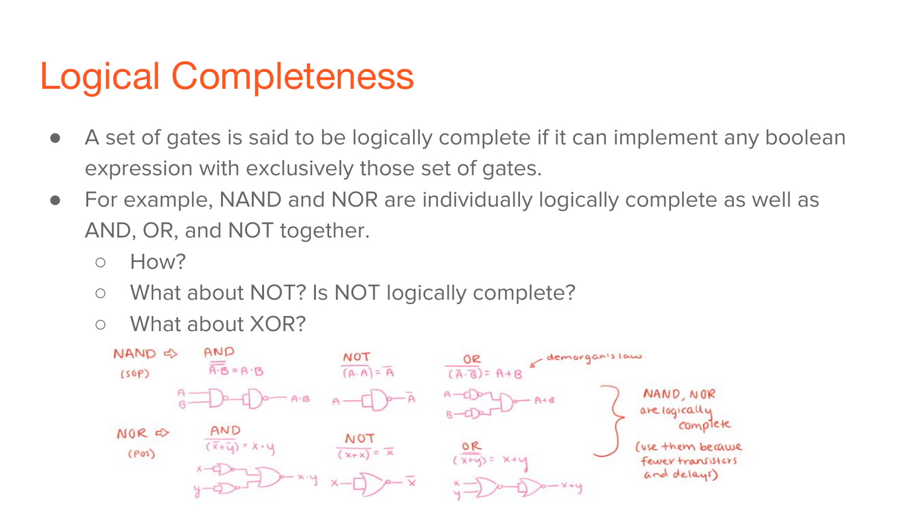# Logical Completeness

- A set of gates is said to be logically complete if it can implement any boolean expression with exclusively those set of gates.
- For example, NAND and NOR are individually logically complete as well as AND, OR, and NOT together.
  - How?
  - What about NOT? Is NOT logically complete?
  - What about XOR?

NAND ⇨ (SOP)

AND: $\overline{\overline{A \cdot B}} = A \cdot B$

NOT: $\overline{(A \cdot A)} = \overline{A}$

OR: $\overline{(\overline{A} \cdot \overline{B})} = A + B$ ← demorgan's law

NOR ⇨ (POS)

AND: $\overline{(\overline{x} + \overline{y})} = x \cdot y$

NOT: $\overline{(x + x)} = \overline{x}$

OR: $\overline{\overline{(x + y)}} = x + y$

NAND, NOR are logically complete (use them because fewer transistors and delays)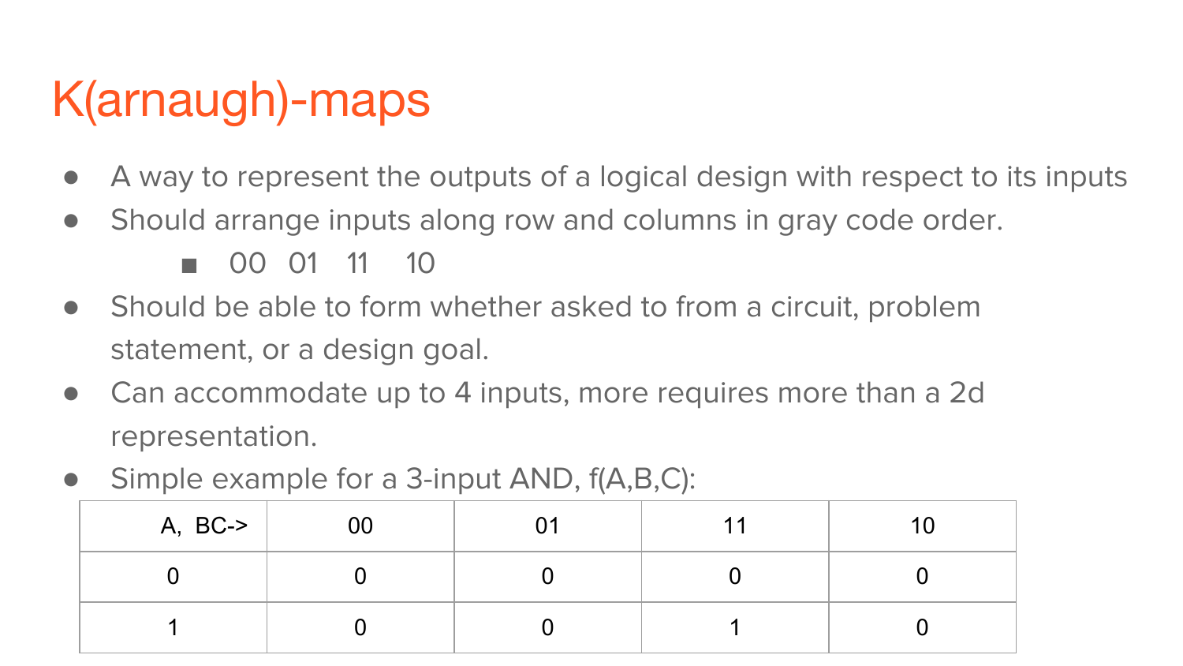# K(arnaugh)-maps

- A way to represent the outputs of a logical design with respect to its inputs
- Should arrange inputs along row and columns in gray code order.
  - 00 01 11 10
- Should be able to form whether asked to from a circuit, problem statement, or a design goal.
- Can accommodate up to 4 inputs, more requires more than a 2d representation.
- Simple example for a 3-input AND, f(A,B,C):

| A, BC-> | 00 | 01 | 11 | 10 |
|---|---|---|---|---|
| 0 | 0 | 0 | 0 | 0 |
| 1 | 0 | 0 | 1 | 0 |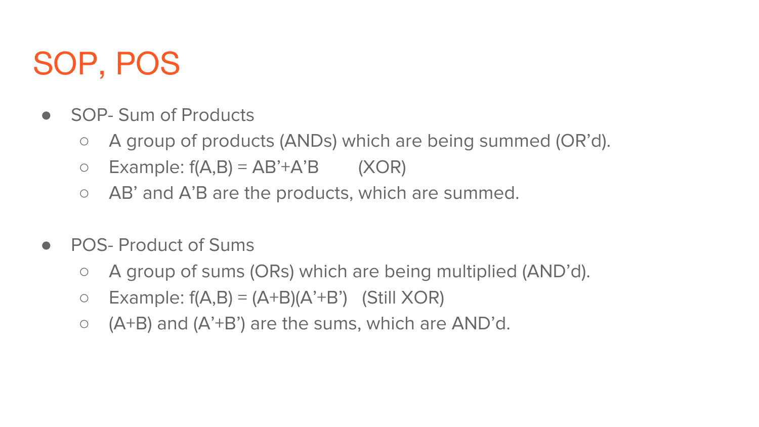# SOP, POS

- SOP- Sum of Products
  - A group of products (ANDs) which are being summed (OR'd).
  - Example: $f(A,B) = AB' + A'B$ (XOR)
  - $AB'$ and $A'B$ are the products, which are summed.

- POS- Product of Sums
  - A group of sums (ORs) which are being multiplied (AND'd).
  - Example: $f(A,B) = (A+B)(A'+B')$ (Still XOR)
  - $(A+B)$ and $(A'+B')$ are the sums, which are AND'd.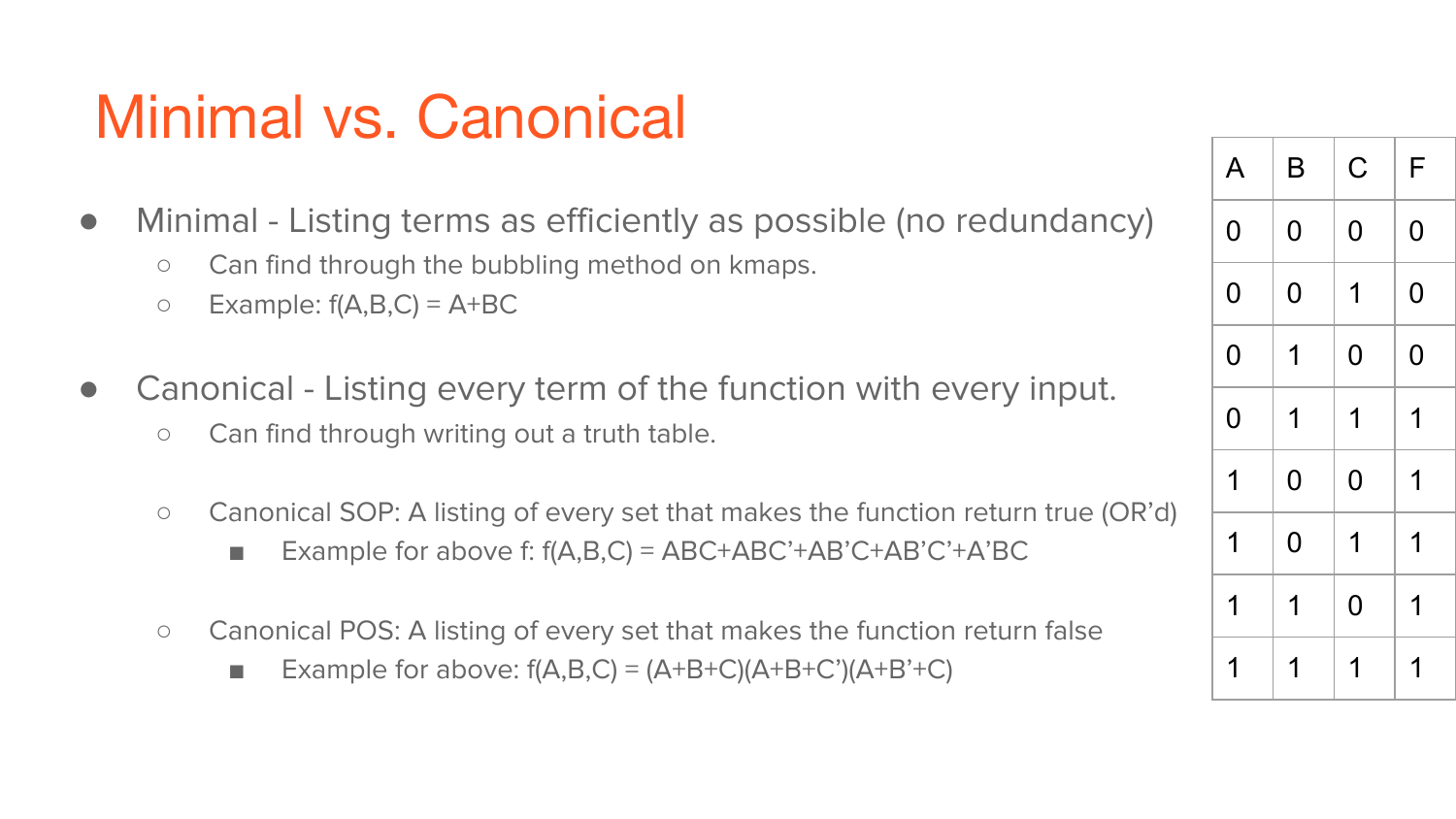# Minimal vs. Canonical

- Minimal - Listing terms as efficiently as possible (no redundancy)
  - Can find through the bubbling method on kmaps.
  - Example: $f(A,B,C) = A+BC$

- Canonical - Listing every term of the function with every input.
  - Can find through writing out a truth table.

  - Canonical SOP: A listing of every set that makes the function return true (OR'd)
    - Example for above f: $f(A,B,C) = ABC+ABC'+AB'C+AB'C'+A'BC$

  - Canonical POS: A listing of every set that makes the function return false
    - Example for above: $f(A,B,C) = (A+B+C)(A+B+C')(A+B'+C)$

| A | B | C | F |
|---|---|---|---|
| 0 | 0 | 0 | 0 |
| 0 | 0 | 1 | 0 |
| 0 | 1 | 0 | 0 |
| 0 | 1 | 1 | 1 |
| 1 | 0 | 0 | 1 |
| 1 | 0 | 1 | 1 |
| 1 | 1 | 0 | 1 |
| 1 | 1 | 1 | 1 |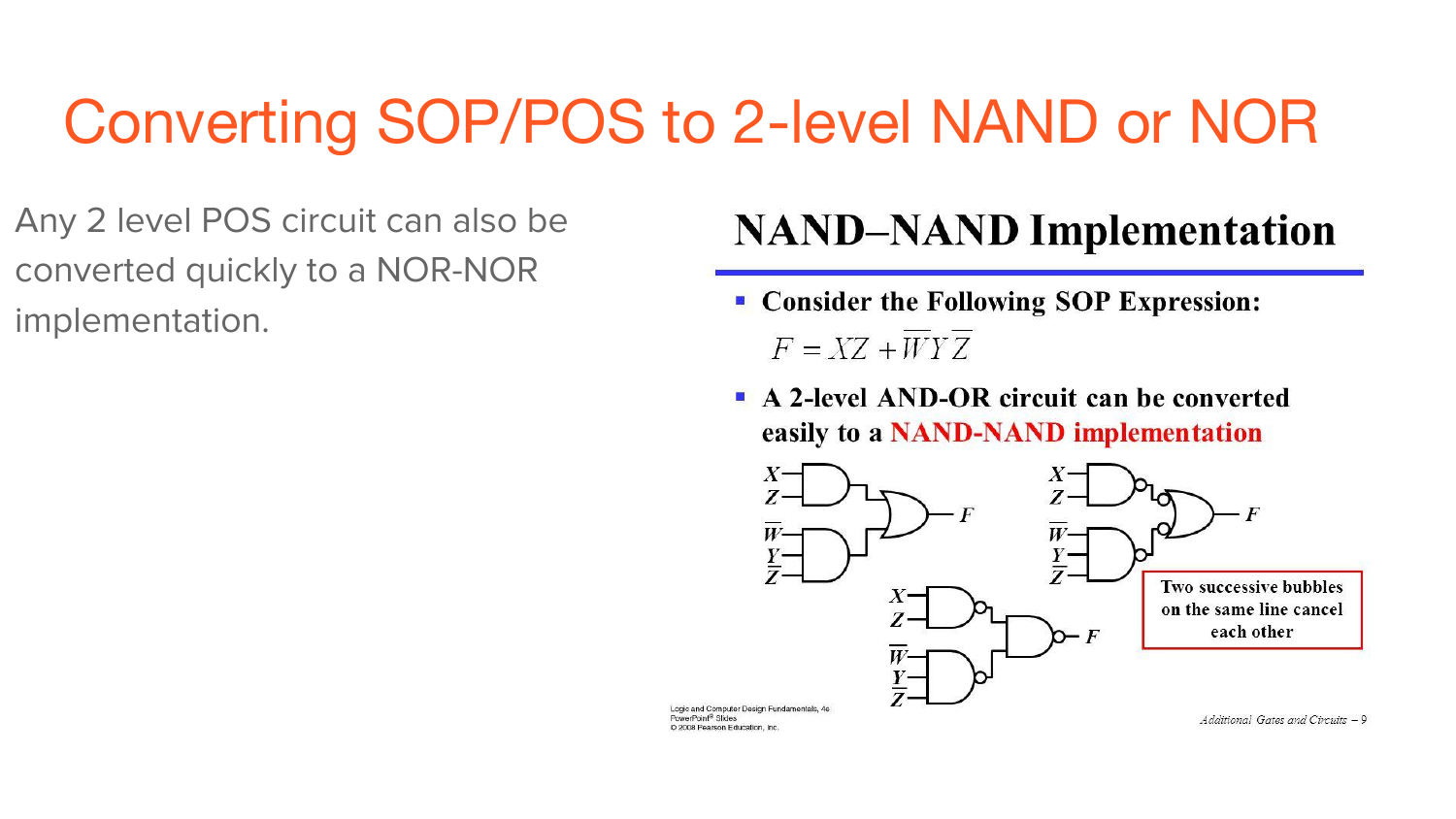# Converting SOP/POS to 2-level NAND or NOR

Any 2 level POS circuit can also be converted quickly to a NOR-NOR implementation.

## NAND–NAND Implementation

- **Consider the Following SOP Expression:**

$$F = XZ + \overline{W}Y\overline{Z}$$

- **A 2-level AND-OR circuit can be converted easily to a NAND-NAND implementation**

X, Z, $\overline{W}$, Y, $\overline{Z}$, F

Two successive bubbles on the same line cancel each other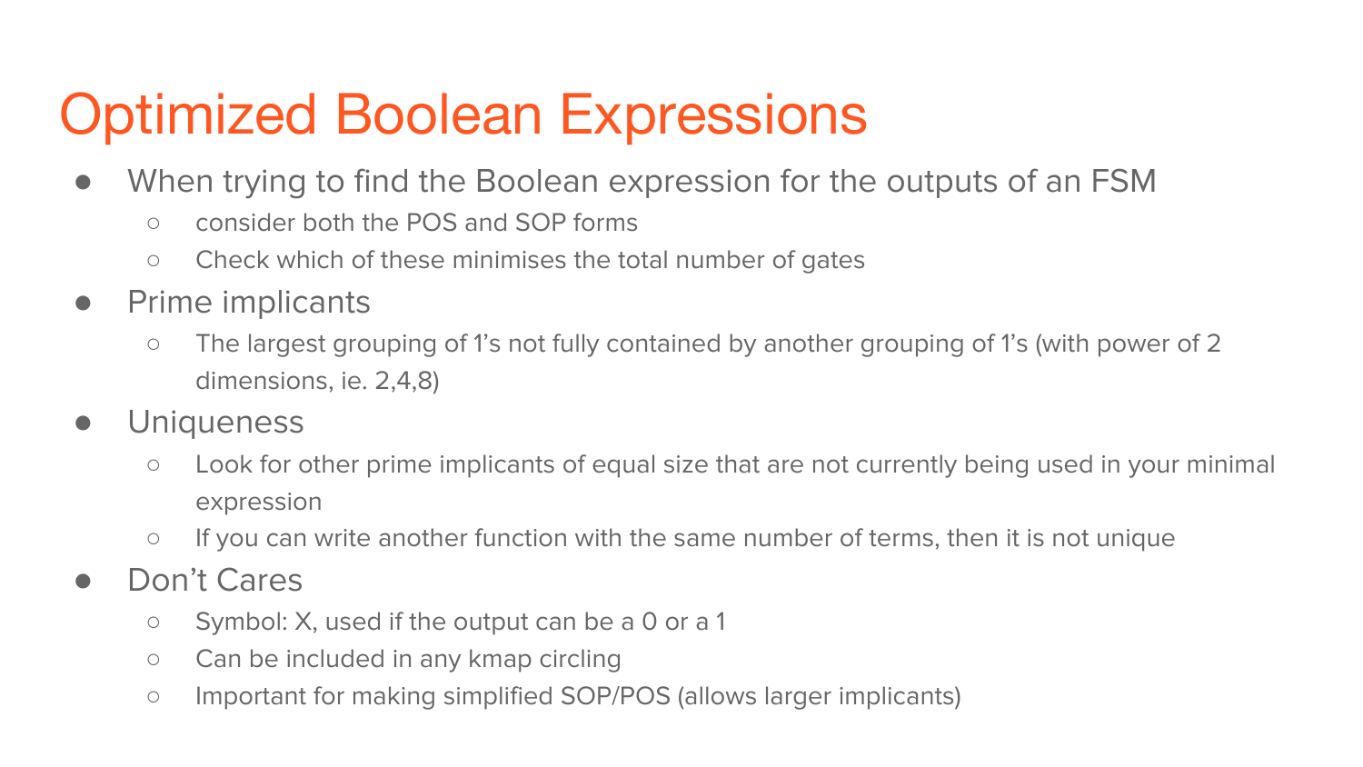# Optimized Boolean Expressions

- When trying to find the Boolean expression for the outputs of an FSM
  - consider both the POS and SOP forms
  - Check which of these minimises the total number of gates
- Prime implicants
  - The largest grouping of 1's not fully contained by another grouping of 1's (with power of 2 dimensions, ie. 2,4,8)
- Uniqueness
  - Look for other prime implicants of equal size that are not currently being used in your minimal expression
  - If you can write another function with the same number of terms, then it is not unique
- Don't Cares
  - Symbol: X, used if the output can be a 0 or a 1
  - Can be included in any kmap circling
  - Important for making simplified SOP/POS (allows larger implicants)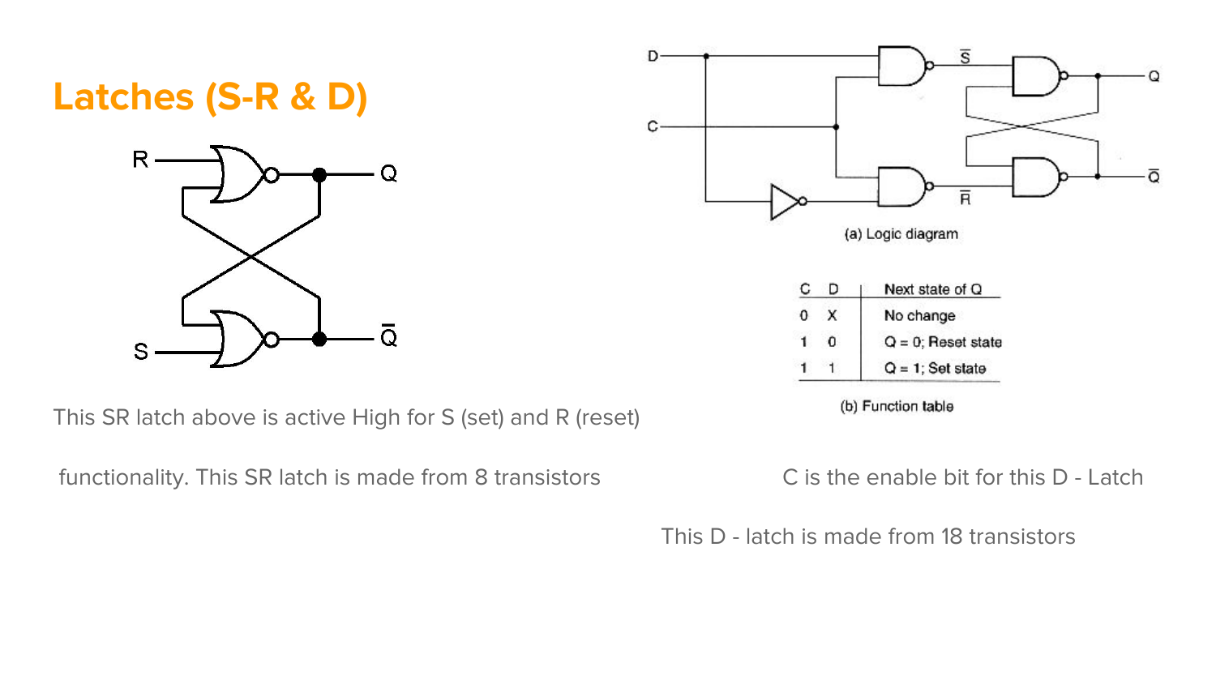# Latches (S-R & D)

This SR latch above is active High for S (set) and R (reset) functionality. This SR latch is made from 8 transistors

(a) Logic diagram

| C | D | Next state of Q |
|---|---|---|
| 0 | X | No change |
| 1 | 0 | Q = 0; Reset state |
| 1 | 1 | Q = 1; Set state |

(b) Function table

C is the enable bit for this D - Latch

This D - latch is made from 18 transistors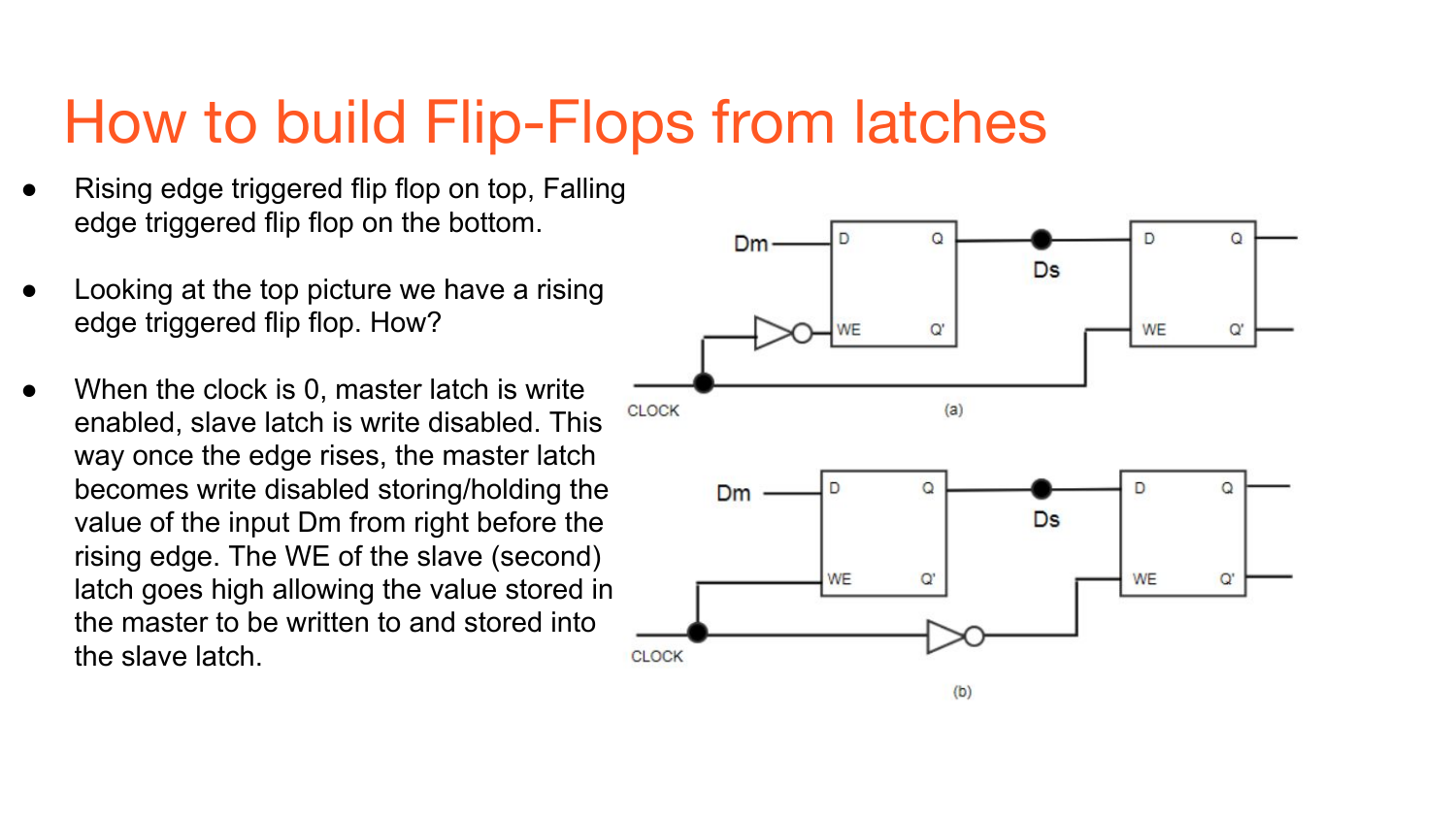# How to build Flip-Flops from latches

- Rising edge triggered flip flop on top, Falling edge triggered flip flop on the bottom.
- Looking at the top picture we have a rising edge triggered flip flop. How?
- When the clock is 0, master latch is write enabled, slave latch is write disabled. This way once the edge rises, the master latch becomes write disabled storing/holding the value of the input Dm from right before the rising edge. The WE of the slave (second) latch goes high allowing the value stored in the master to be written to and stored into the slave latch.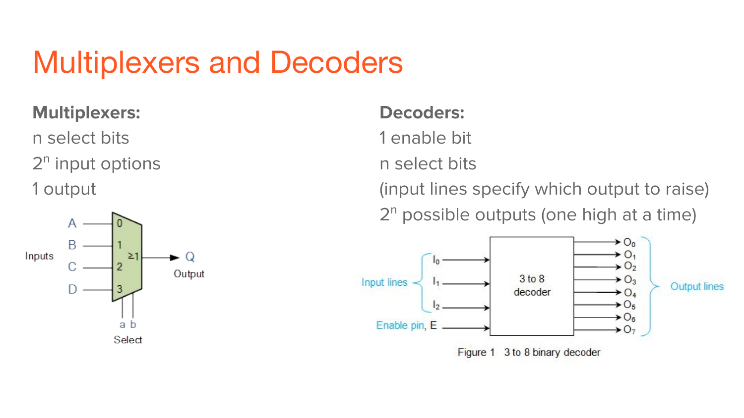# Multiplexers and Decoders

**Multiplexers:**

n select bits

$2^n$ input options

1 output

**Decoders:**

1 enable bit

n select bits

(input lines specify which output to raise)

$2^n$ possible outputs (one high at a time)

Figure 1 3 to 8 binary decoder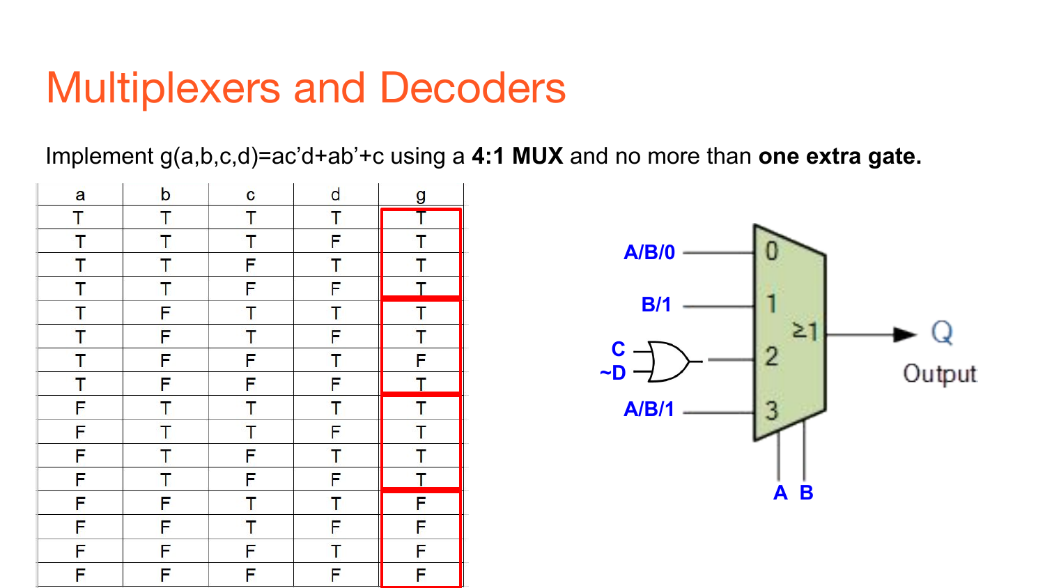# Multiplexers and Decoders

Implement g(a,b,c,d)=ac'd+ab'+c using a **4:1 MUX** and no more than **one extra gate.**

| a | b | c | d | g |
|---|---|---|---|---|
| T | T | T | T | T |
| T | T | T | F | T |
| T | T | F | T | T |
| T | T | F | F | T |
| T | F | T | T | T |
| T | F | T | F | T |
| T | F | F | T | F |
| T | F | F | F | T |
| F | T | T | T | T |
| F | T | T | F | T |
| F | T | F | T | T |
| F | T | F | F | T |
| F | F | T | T | F |
| F | F | T | F | F |
| F | F | F | T | F |
| F | F | F | F | F |

A/B/0 → 0

B/1 → 1

C, ~D → OR gate → 2

A/B/1 → 3

≥1

Q Output

A B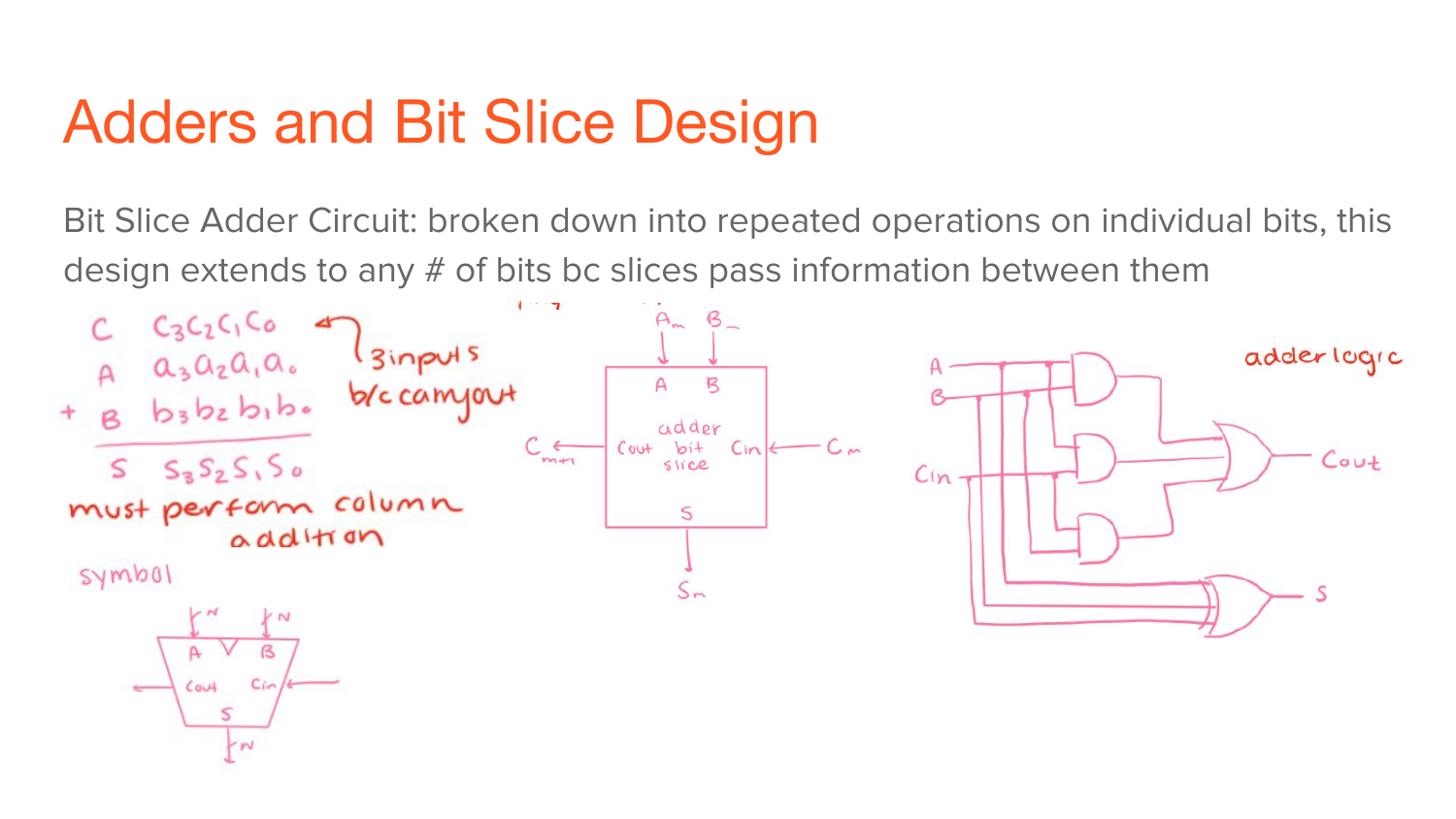# Adders and Bit Slice Design

Bit Slice Adder Circuit: broken down into repeated operations on individual bits, this design extends to any # of bits bc slices pass information between them

$$
\begin{array}{lllll}
 & C & c_3 & c_2 & c_1 & c_0 \\
 & A & a_3 & a_2 & a_1 & a_0 \\
+ & B & b_3 & b_2 & b_1 & b_0 \\
\hline
 & S & s_3 & s_2 & s_1 & s_0
\end{array}
$$

3 inputs b/c carryout

must perform column addition

symbol

adder bit slice: inputs $A_m$, $B_m$, $C_m$ (Cin); outputs $C_{m+1}$ (Cout), $S_m$

adder logic: inputs A, B, Cin; outputs Cout, S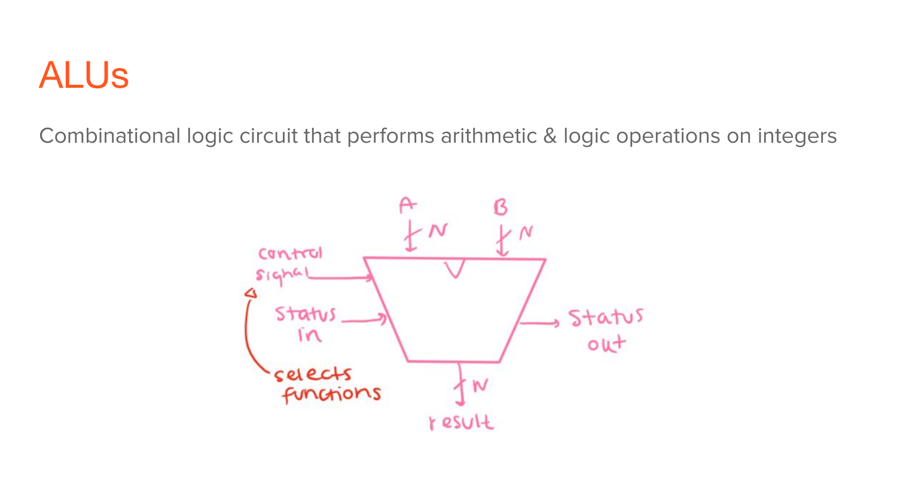# ALUs

Combinational logic circuit that performs arithmetic & logic operations on integers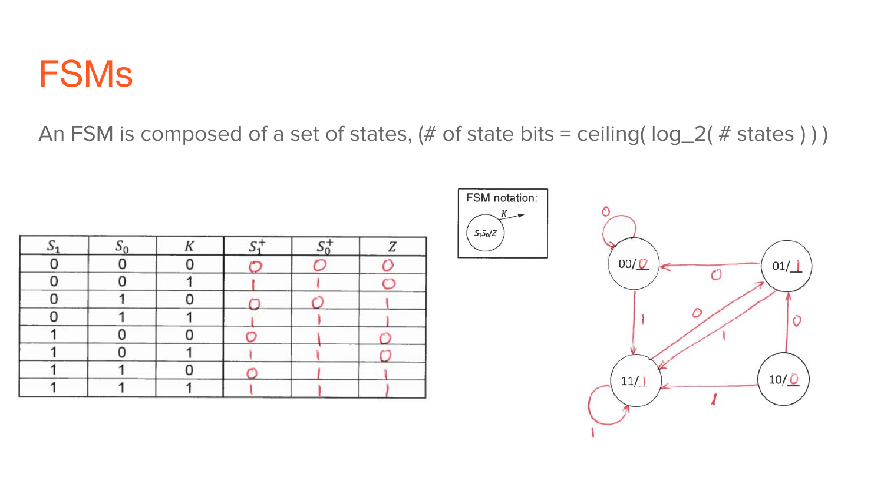# FSMs

An FSM is composed of a set of states, (# of state bits = ceiling( log_2( # states ) ) )

| $S_1$ | $S_0$ | $K$ | $S_1^+$ | $S_0^+$ | $Z$ |
|---|---|---|---|---|---|
| 0 | 0 | 0 | 0 | 0 | 0 |
| 0 | 0 | 1 | 1 | 1 | 0 |
| 0 | 1 | 0 | 0 | 0 | 1 |
| 0 | 1 | 1 | 1 | 1 | 1 |
| 1 | 0 | 0 | 0 | 1 | 0 |
| 1 | 0 | 1 | 1 | 1 | 0 |
| 1 | 1 | 0 | 0 | 1 | 1 |
| 1 | 1 | 1 | 1 | 1 | 1 |

FSM notation:

K

$S_1S_0/Z$

0

00/0

01/1

0

1

0

1

0

11/1

10/0

1

1